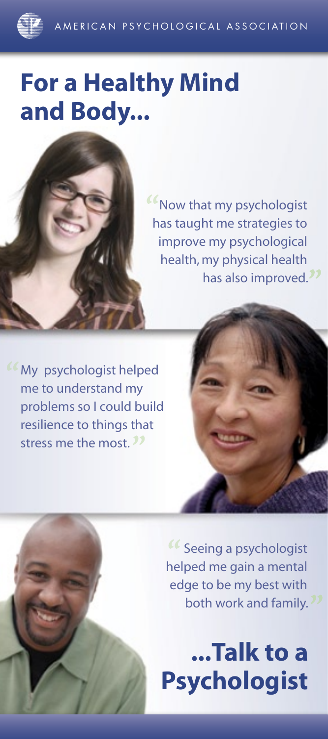AMERICAN PSYCHOLOGICAL ASSOCIATION

# For a Healthy Mind and Body...

"Now that my psychologist has taught me strategies to improve my psychological health, my physical health has also improved."

"My psychologist helped me to understand my problems so I could build resilience to things that stress me the most."

"Seeing a psychologist helped me gain a mental edge to be my best with both work and family."

# ...Talk to a Psychologist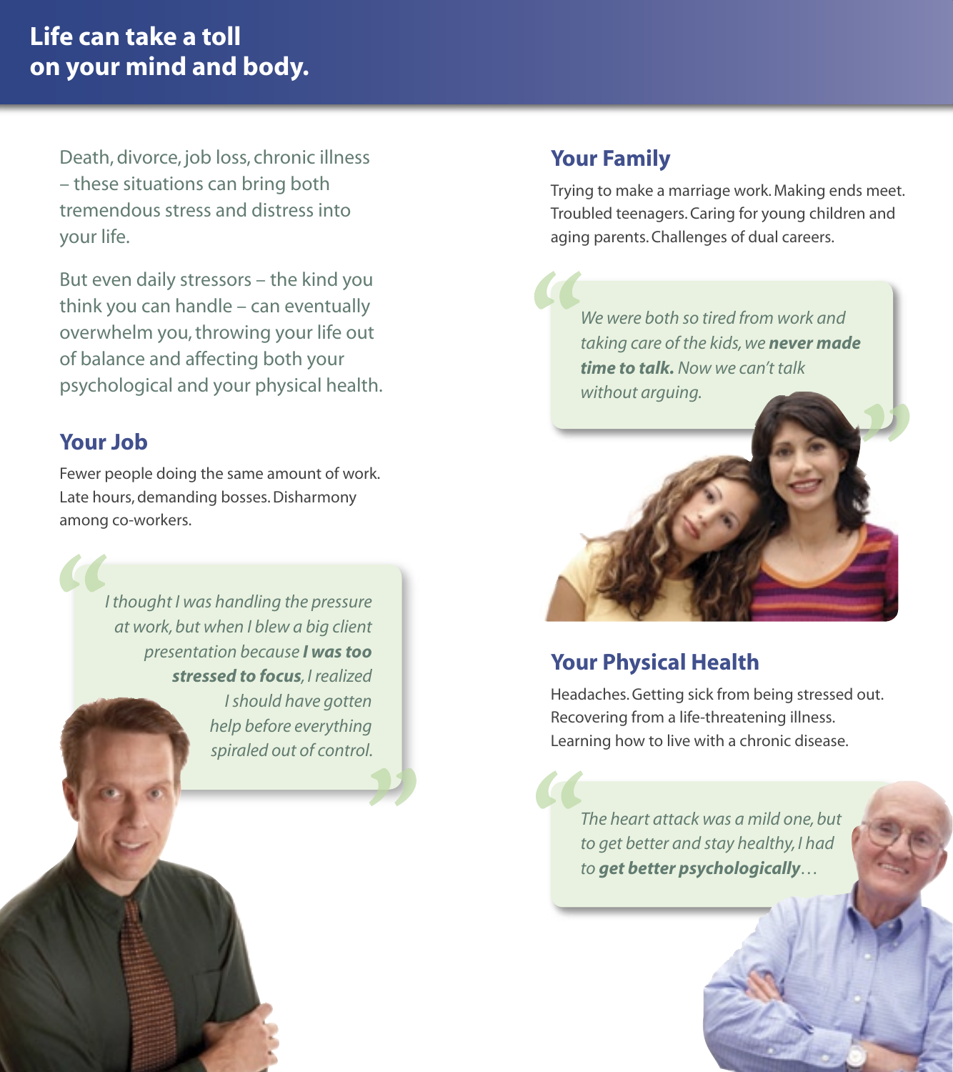# Life can take a toll on your mind and body.

Death, divorce, job loss, chronic illness – these situations can bring both tremendous stress and distress into your life.

But even daily stressors – the kind you think you can handle – can eventually overwhelm you, throwing your life out of balance and affecting both your psychological and your physical health.

## Your Job

Fewer people doing the same amount of work. Late hours, demanding bosses. Disharmony among co-workers.

> *I thought I was handling the pressure at work, but when I blew a big client presentation because **I was too stressed to focus**, I realized I should have gotten help before everything spiraled out of control.*

## Your Family

Trying to make a marriage work. Making ends meet. Troubled teenagers. Caring for young children and aging parents. Challenges of dual careers.

> *We were both so tired from work and taking care of the kids, we **never made time to talk.** Now we can't talk without arguing.*

## Your Physical Health

Headaches. Getting sick from being stressed out. Recovering from a life-threatening illness. Learning how to live with a chronic disease.

> *The heart attack was a mild one, but to get better and stay healthy, I had to **get better psychologically**…*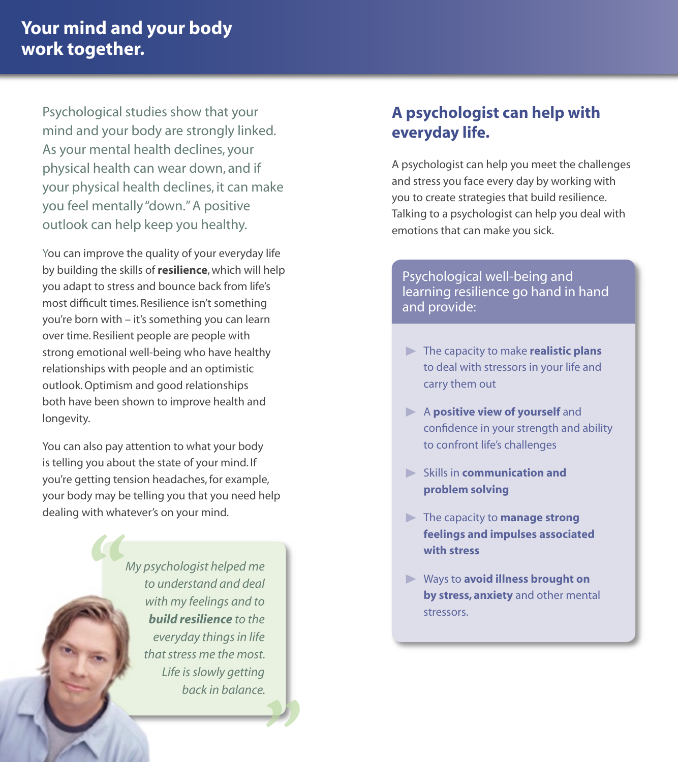# Your mind and your body work together.

Psychological studies show that your mind and your body are strongly linked. As your mental health declines, your physical health can wear down, and if your physical health declines, it can make you feel mentally "down." A positive outlook can help keep you healthy.

You can improve the quality of your everyday life by building the skills of **resilience**, which will help you adapt to stress and bounce back from life's most difficult times. Resilience isn't something you're born with – it's something you can learn over time. Resilient people are people with strong emotional well-being who have healthy relationships with people and an optimistic outlook. Optimism and good relationships both have been shown to improve health and longevity.

You can also pay attention to what your body is telling you about the state of your mind. If you're getting tension headaches, for example, your body may be telling you that you need help dealing with whatever's on your mind.

> *My psychologist helped me to understand and deal with my feelings and to **build resilience** to the everyday things in life that stress me the most. Life is slowly getting back in balance.*

## A psychologist can help with everyday life.

A psychologist can help you meet the challenges and stress you face every day by working with you to create strategies that build resilience. Talking to a psychologist can help you deal with emotions that can make you sick.

### Psychological well-being and learning resilience go hand in hand and provide:

- The capacity to make **realistic plans** to deal with stressors in your life and carry them out
- A **positive view of yourself** and confidence in your strength and ability to confront life's challenges
- Skills in **communication and problem solving**
- The capacity to **manage strong feelings and impulses associated with stress**
- Ways to **avoid illness brought on by stress, anxiety** and other mental stressors.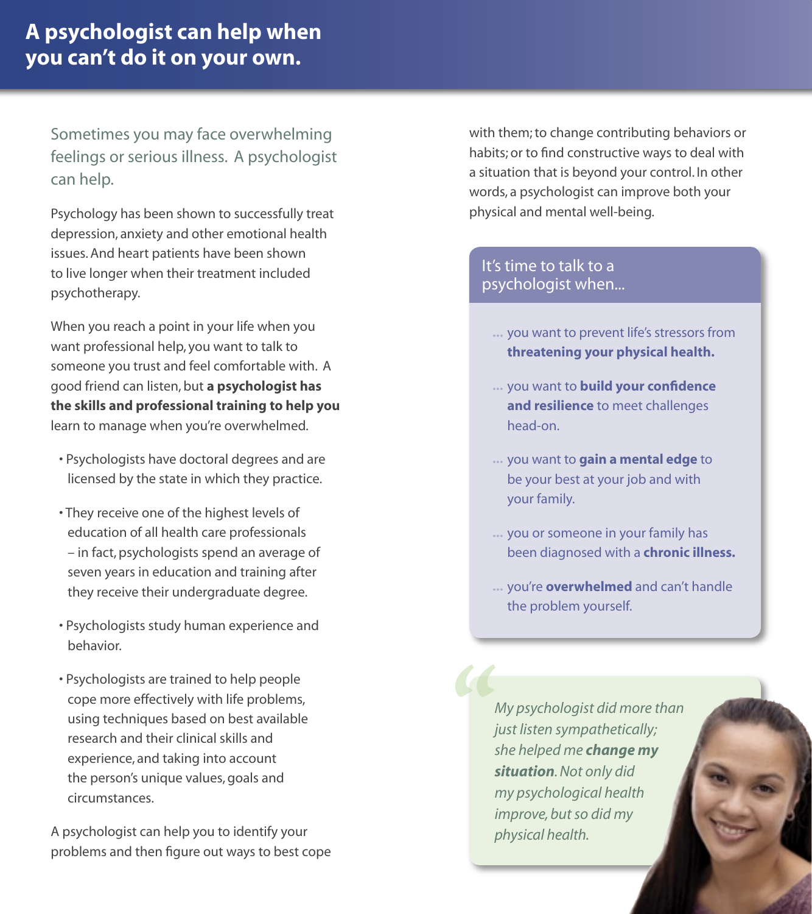# A psychologist can help when you can't do it on your own.

## Sometimes you may face overwhelming feelings or serious illness. A psychologist can help.

Psychology has been shown to successfully treat depression, anxiety and other emotional health issues. And heart patients have been shown to live longer when their treatment included psychotherapy.

When you reach a point in your life when you want professional help, you want to talk to someone you trust and feel comfortable with. A good friend can listen, but **a psychologist has the skills and professional training to help you** learn to manage when you're overwhelmed.

- Psychologists have doctoral degrees and are licensed by the state in which they practice.
- They receive one of the highest levels of education of all health care professionals – in fact, psychologists spend an average of seven years in education and training after they receive their undergraduate degree.
- Psychologists study human experience and behavior.
- Psychologists are trained to help people cope more effectively with life problems, using techniques based on best available research and their clinical skills and experience, and taking into account the person's unique values, goals and circumstances.

A psychologist can help you to identify your problems and then figure out ways to best cope with them; to change contributing behaviors or habits; or to find constructive ways to deal with a situation that is beyond your control. In other words, a psychologist can improve both your physical and mental well-being.

### It's time to talk to a psychologist when...

- ... you want to prevent life's stressors from **threatening your physical health.**
- ... you want to **build your confidence and resilience** to meet challenges head-on.
- ... you want to **gain a mental edge** to be your best at your job and with your family.
- ... you or someone in your family has been diagnosed with a **chronic illness.**
- ... you're **overwhelmed** and can't handle the problem yourself.

> *"My psychologist did more than just listen sympathetically; she helped me **change my situation**. Not only did my psychological health improve, but so did my physical health.*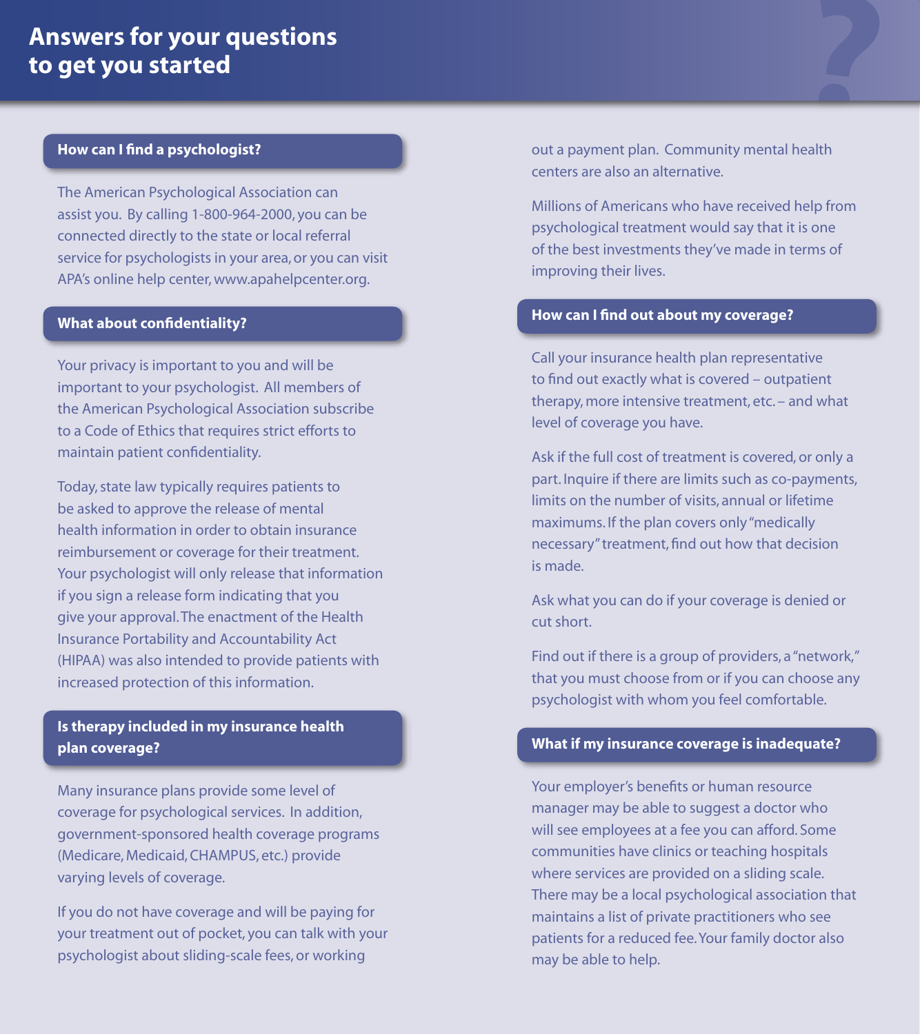# Answers for your questions to get you started

### How can I find a psychologist?

The American Psychological Association can assist you. By calling 1-800-964-2000, you can be connected directly to the state or local referral service for psychologists in your area, or you can visit APA's online help center, www.apahelpcenter.org.

### What about confidentiality?

Your privacy is important to you and will be important to your psychologist. All members of the American Psychological Association subscribe to a Code of Ethics that requires strict efforts to maintain patient confidentiality.

Today, state law typically requires patients to be asked to approve the release of mental health information in order to obtain insurance reimbursement or coverage for their treatment. Your psychologist will only release that information if you sign a release form indicating that you give your approval. The enactment of the Health Insurance Portability and Accountability Act (HIPAA) was also intended to provide patients with increased protection of this information.

### Is therapy included in my insurance health plan coverage?

Many insurance plans provide some level of coverage for psychological services. In addition, government-sponsored health coverage programs (Medicare, Medicaid, CHAMPUS, etc.) provide varying levels of coverage.

If you do not have coverage and will be paying for your treatment out of pocket, you can talk with your psychologist about sliding-scale fees, or working out a payment plan. Community mental health centers are also an alternative.

Millions of Americans who have received help from psychological treatment would say that it is one of the best investments they've made in terms of improving their lives.

### How can I find out about my coverage?

Call your insurance health plan representative to find out exactly what is covered – outpatient therapy, more intensive treatment, etc. – and what level of coverage you have.

Ask if the full cost of treatment is covered, or only a part. Inquire if there are limits such as co-payments, limits on the number of visits, annual or lifetime maximums. If the plan covers only "medically necessary" treatment, find out how that decision is made.

Ask what you can do if your coverage is denied or cut short.

Find out if there is a group of providers, a "network," that you must choose from or if you can choose any psychologist with whom you feel comfortable.

### What if my insurance coverage is inadequate?

Your employer's benefits or human resource manager may be able to suggest a doctor who will see employees at a fee you can afford. Some communities have clinics or teaching hospitals where services are provided on a sliding scale. There may be a local psychological association that maintains a list of private practitioners who see patients for a reduced fee. Your family doctor also may be able to help.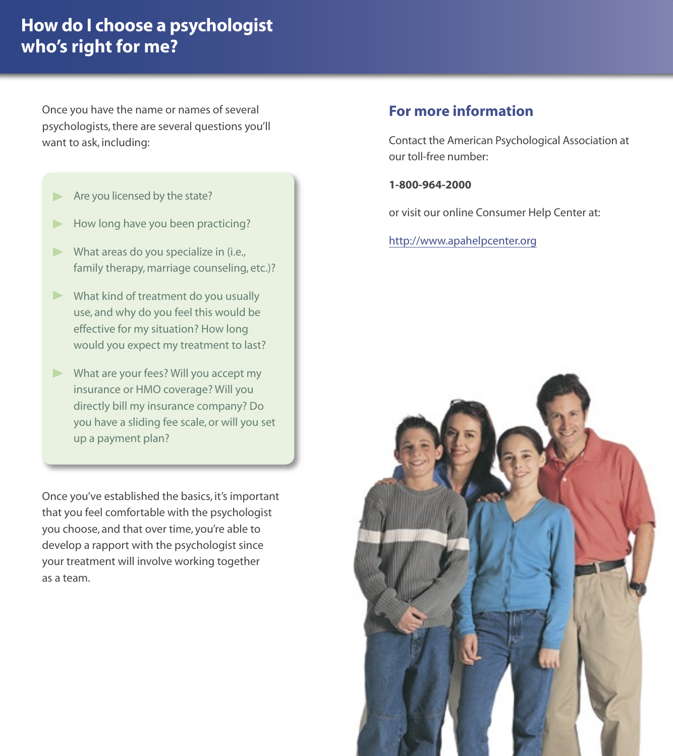# How do I choose a psychologist who's right for me?

Once you have the name or names of several psychologists, there are several questions you'll want to ask, including:

- Are you licensed by the state?
- How long have you been practicing?
- What areas do you specialize in (i.e., family therapy, marriage counseling, etc.)?
- What kind of treatment do you usually use, and why do you feel this would be effective for my situation? How long would you expect my treatment to last?
- What are your fees? Will you accept my insurance or HMO coverage? Will you directly bill my insurance company? Do you have a sliding fee scale, or will you set up a payment plan?

Once you've established the basics, it's important that you feel comfortable with the psychologist you choose, and that over time, you're able to develop a rapport with the psychologist since your treatment will involve working together as a team.

## For more information

Contact the American Psychological Association at our toll-free number:

**1-800-964-2000**

or visit our online Consumer Help Center at:

http://www.apahelpcenter.org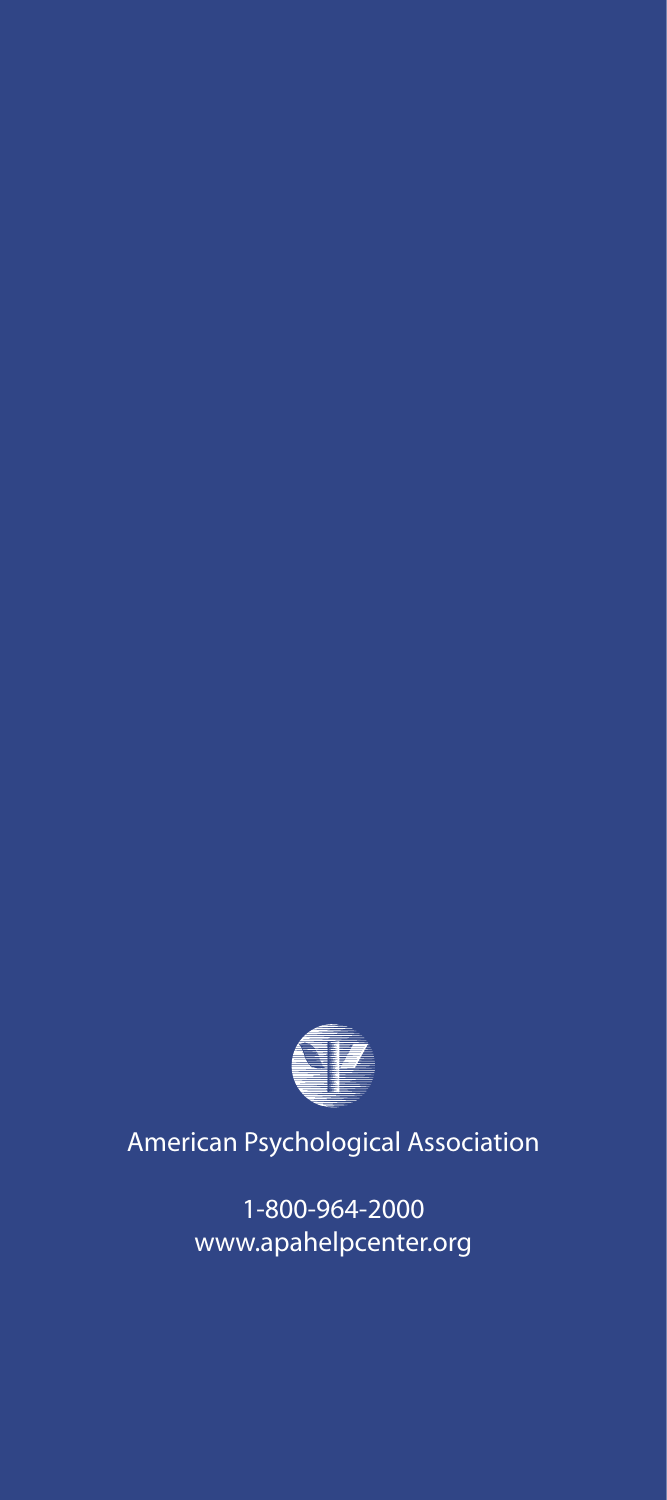American Psychological Association

1-800-964-2000
www.apahelpcenter.org